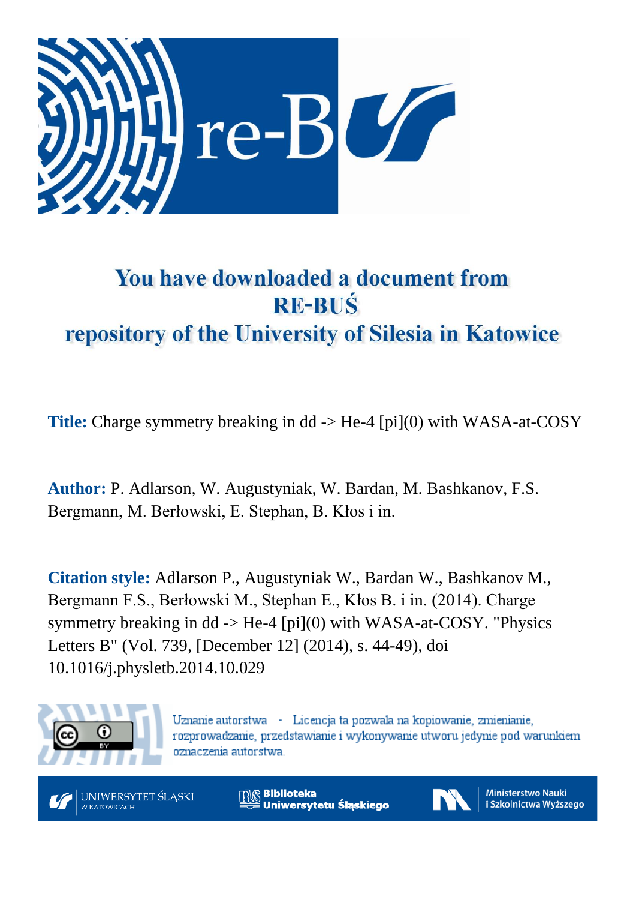# You have downloaded a document from RE-BUŚ repository of the University of Silesia in Katowice

**Title:** Charge symmetry breaking in dd -> He-4 [pi](0) with WASA-at-COSY

**Author:** P. Adlarson, W. Augustyniak, W. Bardan, M. Bashkanov, F.S. Bergmann, M. Berłowski, E. Stephan, B. Kłos i in.

**Citation style:** Adlarson P., Augustyniak W., Bardan W., Bashkanov M., Bergmann F.S., Berłowski M., Stephan E., Kłos B. i in. (2014). Charge symmetry breaking in dd -> He-4 [pi](0) with WASA-at-COSY. "Physics Letters B" (Vol. 739, [December 12] (2014), s. 44-49), doi 10.1016/j.physletb.2014.10.029

Uznanie autorstwa - Licencja ta pozwala na kopiowanie, zmienianie, rozprowadzanie, przedstawianie i wykonywanie utworu jedynie pod warunkiem oznaczenia autorstwa.

UNIWERSYTET ŚLĄSKI W KATOWICACH | Biblioteka Uniwersytetu Śląskiego | Ministerstwo Nauki i Szkolnictwa Wyższego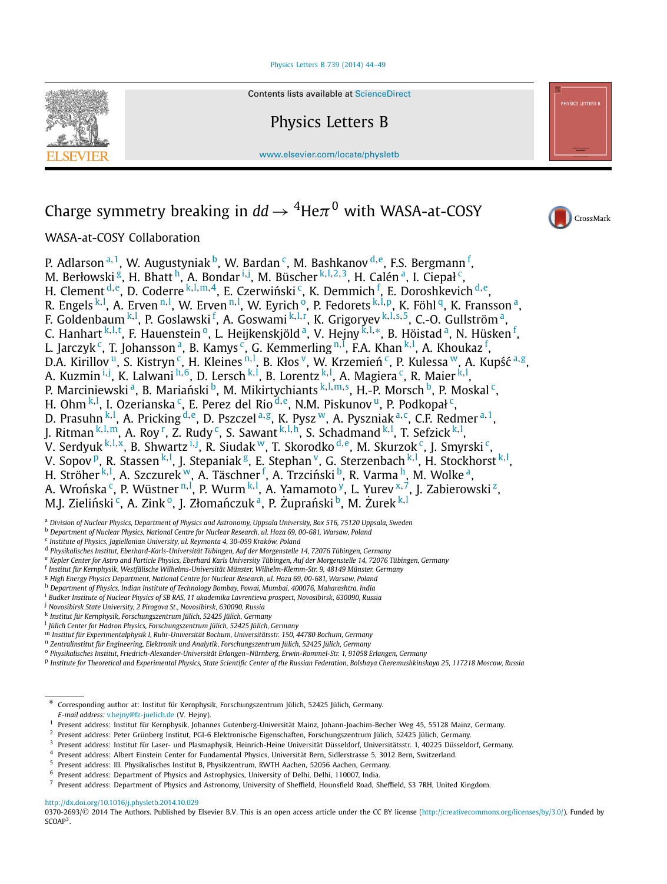# Charge symmetry breaking in $dd \to {}^4\text{He}\pi^0$ with WASA-at-COSY

WASA-at-COSY Collaboration

P. Adlarson [a,1], W. Augustyniak [b], W. Bardan [c], M. Bashkanov [d,e], F.S. Bergmann [f], M. Berłowski [g], H. Bhatt [h], A. Bondar [i,j], M. Büscher [k,l,2,3], H. Calén [a], I. Ciepał [c], H. Clement [d,e], D. Coderre [k,l,m,4], E. Czerwiński [c], K. Demmich [f], E. Doroshkevich [d,e], R. Engels [k,l], A. Erven [n,l], W. Erven [n,l], W. Eyrich [o], P. Fedorets [k,l,p], K. Föhl [q], K. Fransson [a], F. Goldenbaum [k,l], P. Goslawski [f], A. Goswami [k,l,r], K. Grigoryev [k,l,s,5], C.-O. Gullström [a], C. Hanhart [k,l,t], F. Hauenstein [o], L. Heijkenskjöld [a], V. Hejny [k,l,*], B. Höistad [a], N. Hüsken [f], L. Jarczyk [c], T. Johansson [a], B. Kamys [c], G. Kemmerling [n,l], F.A. Khan [k,l], A. Khoukaz [f], D.A. Kirillov [u], S. Kistryn [c], H. Kleines [n,l], B. Kłos [v], W. Krzemień [c], P. Kulessa [w], A. Kupść [a,g], A. Kuzmin [i,j], K. Lalwani [h,6], D. Lersch [k,l], B. Lorentz [k,l], A. Magiera [c], R. Maier [k,l], P. Marciniewski [a], B. Mariański [b], M. Mikirtychiants [k,l,m,s], H.-P. Morsch [b], P. Moskal [c], H. Ohm [k,l], I. Ozerianska [c], E. Perez del Rio [d,e], N.M. Piskunov [u], P. Podkopał [c], D. Prasuhn [k,l], A. Pricking [d,e], D. Pszczel [a,g], K. Pysz [w], A. Pyszniak [a,c], C.F. Redmer [a,1], J. Ritman [k,l,m], A. Roy [r], Z. Rudy [c], S. Sawant [k,l,h], S. Schadmand [k,l], T. Sefzick [k,l], V. Serdyuk [k,l,x], B. Shwartz [i,j], R. Siudak [w], T. Skorodko [d,e], M. Skurzok [c], J. Smyrski [c], V. Sopov [p], R. Stassen [k,l], J. Stepaniak [g], E. Stephan [v], G. Sterzenbach [k,l], H. Stockhorst [k,l], H. Ströher [k,l], A. Szczurek [w], A. Täschner [f], A. Trzciński [b], R. Varma [h], M. Wolke [a], A. Wrońska [c], P. Wüstner [n,l], P. Wurm [k,l], A. Yamamoto [y], L. Yurev [x,7], J. Zabierowski [z], M.J. Zieliński [c], A. Zink [o], J. Złomańczuk [a], P. Żuprański [b], M. Żurek [k,l]

[a] Division of Nuclear Physics, Department of Physics and Astronomy, Uppsala University, Box 516, 75120 Uppsala, Sweden
[b] Department of Nuclear Physics, National Centre for Nuclear Research, ul. Hoza 69, 00-681, Warsaw, Poland
[c] Institute of Physics, Jagiellonian University, ul. Reymonta 4, 30-059 Kraków, Poland
[d] Physikalisches Institut, Eberhard-Karls-Universität Tübingen, Auf der Morgenstelle 14, 72076 Tübingen, Germany
[e] Kepler Center for Astro and Particle Physics, Eberhard Karls University Tübingen, Auf der Morgenstelle 14, 72076 Tübingen, Germany
[f] Institut für Kernphysik, Westfälische Wilhelms-Universität Münster, Wilhelm-Klemm-Str. 9, 48149 Münster, Germany
[g] High Energy Physics Department, National Centre for Nuclear Research, ul. Hoza 69, 00-681, Warsaw, Poland
[h] Department of Physics, Indian Institute of Technology Bombay, Powai, Mumbai, 400076, Maharashtra, India
[i] Budker Institute of Nuclear Physics of SB RAS, 11 akademika Lavrentieva prospect, Novosibirsk, 630090, Russia
[j] Novosibirsk State University, 2 Pirogova St., Novosibirsk, 630090, Russia
[k] Institut für Kernphysik, Forschungszentrum Jülich, 52425 Jülich, Germany
[l] Jülich Center for Hadron Physics, Forschungszentrum Jülich, 52425 Jülich, Germany
[m] Institut für Experimentalphysik I, Ruhr-Universität Bochum, Universitätsstr. 150, 44780 Bochum, Germany
[n] Zentralinstitut für Engineering, Elektronik und Analytik, Forschungszentrum Jülich, 52425 Jülich, Germany
[o] Physikalisches Institut, Friedrich-Alexander-Universität Erlangen–Nürnberg, Erwin-Rommel-Str. 1, 91058 Erlangen, Germany
[p] Institute for Theoretical and Experimental Physics, State Scientific Center of the Russian Federation, Bolshaya Cheremushkinskaya 25, 117218 Moscow, Russia

\* Corresponding author at: Institut für Kernphysik, Forschungszentrum Jülich, 52425 Jülich, Germany.
E-mail address: v.hejny@fz-juelich.de (V. Hejny).

[1] Present address: Institut für Kernphysik, Johannes Gutenberg-Universität Mainz, Johann-Joachim-Becher Weg 45, 55128 Mainz, Germany.
[2] Present address: Peter Grünberg Institut, PGI-6 Elektronische Eigenschaften, Forschungszentrum Jülich, 52425 Jülich, Germany.
[3] Present address: Institut für Laser- und Plasmaphysik, Heinrich-Heine Universität Düsseldorf, Universitätsstr. 1, 40225 Düsseldorf, Germany.
[4] Present address: Albert Einstein Center for Fundamental Physics, Universität Bern, Sidlerstrasse 5, 3012 Bern, Switzerland.
[5] Present address: III. Physikalisches Institut B, Physikzentrum, RWTH Aachen, 52056 Aachen, Germany.
[6] Present address: Department of Physics and Astrophysics, University of Delhi, Delhi, 110007, India.
[7] Present address: Department of Physics and Astronomy, University of Sheffield, Hounsfield Road, Sheffield, S3 7RH, United Kingdom.

http://dx.doi.org/10.1016/j.physletb.2014.10.029
0370-2693/© 2014 The Authors. Published by Elsevier B.V. This is an open access article under the CC BY license (http://creativecommons.org/licenses/by/3.0/). Funded by SCOAP[3].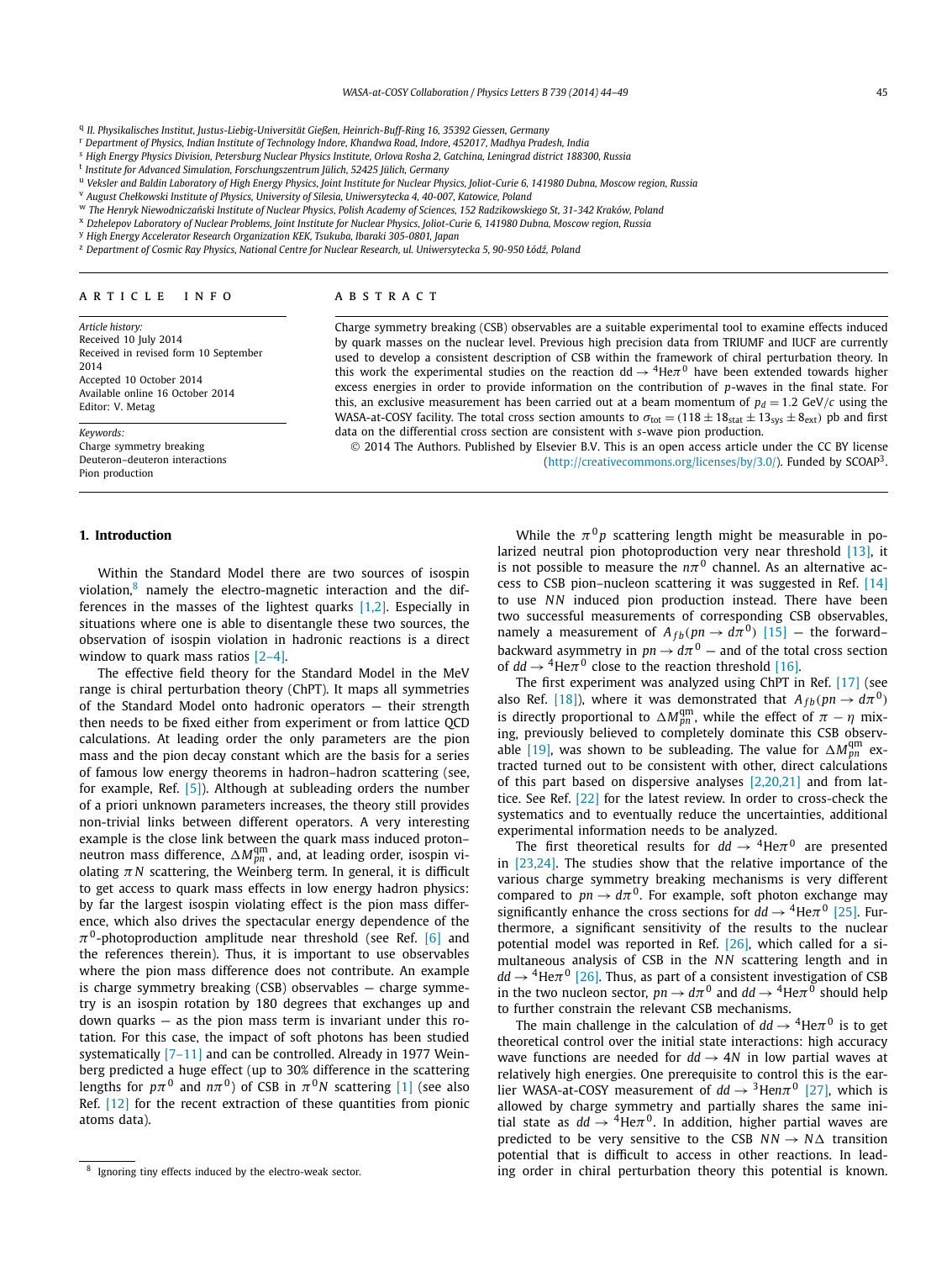[q] II. Physikalisches Institut, Justus-Liebig-Universität Gießen, Heinrich-Buff-Ring 16, 35392 Giessen, Germany
[r] Department of Physics, Indian Institute of Technology Indore, Khandwa Road, Indore, 452017, Madhya Pradesh, India
[s] High Energy Physics Division, Petersburg Nuclear Physics Institute, Orlova Rosha 2, Gatchina, Leningrad district 188300, Russia
[t] Institute for Advanced Simulation, Forschungszentrum Jülich, 52425 Jülich, Germany
[u] Veksler and Baldin Laboratory of High Energy Physics, Joint Institute for Nuclear Physics, Joliot-Curie 6, 141980 Dubna, Moscow region, Russia
[v] August Chełkowski Institute of Physics, University of Silesia, Uniwersytecka 4, 40-007, Katowice, Poland
[w] The Henryk Niewodniczański Institute of Nuclear Physics, Polish Academy of Sciences, 152 Radzikowskiego St, 31-342 Kraków, Poland
[x] Dzhelepov Laboratory of Nuclear Problems, Joint Institute for Nuclear Physics, Joliot-Curie 6, 141980 Dubna, Moscow region, Russia
[y] High Energy Accelerator Research Organization KEK, Tsukuba, Ibaraki 305-0801, Japan
[z] Department of Cosmic Ray Physics, National Centre for Nuclear Research, ul. Uniwersytecka 5, 90-950 Łódź, Poland

**ARTICLE INFO**

*Article history:*
Received 10 July 2014
Received in revised form 10 September 2014
Accepted 10 October 2014
Available online 16 October 2014
Editor: V. Metag

*Keywords:*
Charge symmetry breaking
Deuteron–deuteron interactions
Pion production

**ABSTRACT**

Charge symmetry breaking (CSB) observables are a suitable experimental tool to examine effects induced by quark masses on the nuclear level. Previous high precision data from TRIUMF and IUCF are currently used to develop a consistent description of CSB within the framework of chiral perturbation theory. In this work the experimental studies on the reaction $dd \to {}^4\text{He}\pi^0$ have been extended towards higher excess energies in order to provide information on the contribution of $p$-waves in the final state. For this, an exclusive measurement has been carried out at a beam momentum of $p_d = 1.2$ GeV/$c$ using the WASA-at-COSY facility. The total cross section amounts to $\sigma_{\text{tot}} = (118 \pm 18_{\text{stat}} \pm 13_{\text{sys}} \pm 8_{\text{ext}})$ pb and first data on the differential cross section are consistent with $s$-wave pion production.

© 2014 The Authors. Published by Elsevier B.V. This is an open access article under the CC BY license (http://creativecommons.org/licenses/by/3.0/). Funded by SCOAP[3].

## 1. Introduction

Within the Standard Model there are two sources of isospin violation,[8] namely the electro-magnetic interaction and the differences in the masses of the lightest quarks [1,2]. Especially in situations where one is able to disentangle these two sources, the observation of isospin violation in hadronic reactions is a direct window to quark mass ratios [2–4].

The effective field theory for the Standard Model in the MeV range is chiral perturbation theory (ChPT). It maps all symmetries of the Standard Model onto hadronic operators — their strength then needs to be fixed either from experiment or from lattice QCD calculations. At leading order the only parameters are the pion mass and the pion decay constant which are the basis for a series of famous low energy theorems in hadron–hadron scattering (see, for example, Ref. [5]). Although at subleading orders the number of a priori unknown parameters increases, the theory still provides non-trivial links between different operators. A very interesting example is the close link between the quark mass induced proton–neutron mass difference, $\Delta M^{\text{qm}}_{pn}$, and, at leading order, isospin violating $\pi N$ scattering, the Weinberg term. In general, it is difficult to get access to quark mass effects in low energy hadron physics: by far the largest isospin violating effect is the pion mass difference, which also drives the spectacular energy dependence of the $\pi^0$-photoproduction amplitude near threshold (see Ref. [6] and the references therein). Thus, it is important to use observables where the pion mass difference does not contribute. An example is charge symmetry breaking (CSB) observables — charge symmetry is an isospin rotation by 180 degrees that exchanges up and down quarks — as the pion mass term is invariant under this rotation. For this case, the impact of soft photons has been studied systematically [7–11] and can be controlled. Already in 1977 Weinberg predicted a huge effect (up to 30% difference in the scattering lengths for $p\pi^0$ and $n\pi^0$) of CSB in $\pi^0 N$ scattering [1] (see also Ref. [12] for the recent extraction of these quantities from pionic atoms data).

While the $\pi^0 p$ scattering length might be measurable in polarized neutral pion photoproduction very near threshold [13], it is not possible to measure the $n\pi^0$ channel. As an alternative access to CSB pion–nucleon scattering it was suggested in Ref. [14] to use $NN$ induced pion production instead. There have been two successful measurements of corresponding CSB observables, namely a measurement of $A_{fb}(pn \to d\pi^0)$ [15] — the forward–backward asymmetry in $pn \to d\pi^0$ — and of the total cross section of $dd \to {}^4\text{He}\pi^0$ close to the reaction threshold [16].

The first experiment was analyzed using ChPT in Ref. [17] (see also Ref. [18]), where it was demonstrated that $A_{fb}(pn \to d\pi^0)$ is directly proportional to $\Delta M^{\text{qm}}_{pn}$, while the effect of $\pi - \eta$ mixing, previously believed to completely dominate this CSB observable [19], was shown to be subleading. The value for $\Delta M^{\text{qm}}_{pn}$ extracted turned out to be consistent with other, direct calculations of this part based on dispersive analyses [2,20,21] and from lattice. See Ref. [22] for the latest review. In order to cross-check the systematics and to eventually reduce the uncertainties, additional experimental information needs to be analyzed.

The first theoretical results for $dd \to {}^4\text{He}\pi^0$ are presented in [23,24]. The studies show that the relative importance of the various charge symmetry breaking mechanisms is very different compared to $pn \to d\pi^0$. For example, soft photon exchange may significantly enhance the cross sections for $dd \to {}^4\text{He}\pi^0$ [25]. Furthermore, a significant sensitivity of the results to the nuclear potential model was reported in Ref. [26], which called for a simultaneous analysis of CSB in the $NN$ scattering length and in $dd \to {}^4\text{He}\pi^0$ [26]. Thus, as part of a consistent investigation of CSB in the two nucleon sector, $pn \to d\pi^0$ and $dd \to {}^4\text{He}\pi^0$ should help to further constrain the relevant CSB mechanisms.

The main challenge in the calculation of $dd \to {}^4\text{He}\pi^0$ is to get theoretical control over the initial state interactions: high accuracy wave functions are needed for $dd \to 4N$ in low partial waves at relatively high energies. One prerequisite to control this is the earlier WASA-at-COSY measurement of $dd \to {}^3\text{He}n\pi^0$ [27], which is allowed by charge symmetry and partially shares the same initial state as $dd \to {}^4\text{He}\pi^0$. In addition, higher partial waves are predicted to be very sensitive to the CSB $NN \to N\Delta$ transition potential that is difficult to access in other reactions. In leading order in chiral perturbation theory this potential is known.

[8] Ignoring tiny effects induced by the electro-weak sector.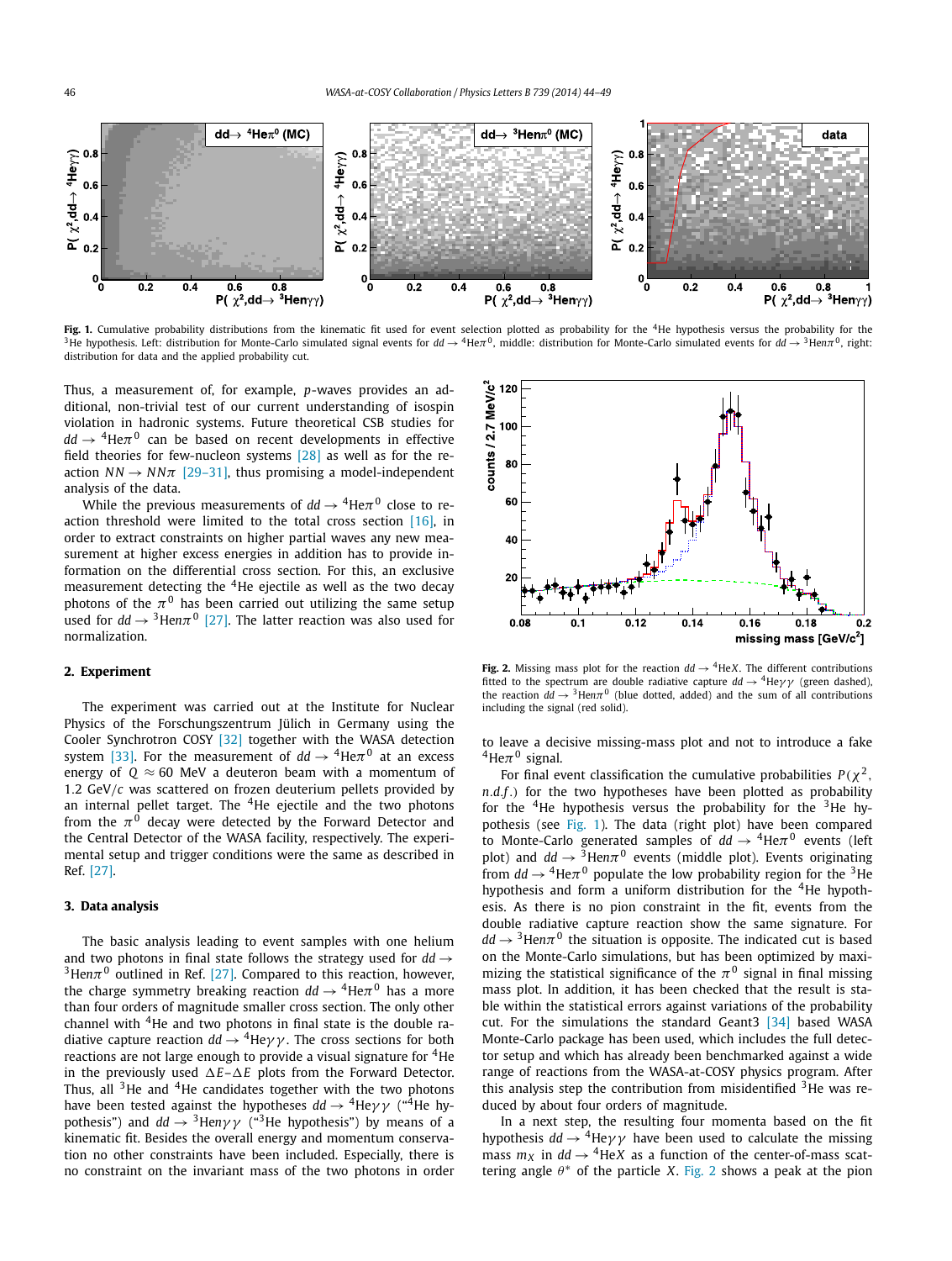Fig. 1. Cumulative probability distributions from the kinematic fit used for event selection plotted as probability for the $^4$He hypothesis versus the probability for the $^3$He hypothesis. Left: distribution for Monte-Carlo simulated signal events for $dd \to {}^4\text{He}\pi^0$, middle: distribution for Monte-Carlo simulated events for $dd \to {}^3\text{He}n\pi^0$, right: distribution for data and the applied probability cut.

Thus, a measurement of, for example, $p$-waves provides an additional, non-trivial test of our current understanding of isospin violation in hadronic systems. Future theoretical CSB studies for $dd \to {}^4\text{He}\pi^0$ can be based on recent developments in effective field theories for few-nucleon systems [28] as well as for the reaction $NN \to NN\pi$ [29–31], thus promising a model-independent analysis of the data.

While the previous measurements of $dd \to {}^4\text{He}\pi^0$ close to reaction threshold were limited to the total cross section [16], in order to extract constraints on higher partial waves any new measurement at higher excess energies in addition has to provide information on the differential cross section. For this, an exclusive measurement detecting the $^4$He ejectile as well as the two decay photons of the $\pi^0$ has been carried out utilizing the same setup used for $dd \to {}^3\text{He}n\pi^0$ [27]. The latter reaction was also used for normalization.

## 2. Experiment

The experiment was carried out at the Institute for Nuclear Physics of the Forschungszentrum Jülich in Germany using the Cooler Synchrotron COSY [32] together with the WASA detection system [33]. For the measurement of $dd \to {}^4\text{He}\pi^0$ at an excess energy of $Q \approx 60$ MeV a deuteron beam with a momentum of 1.2 GeV/$c$ was scattered on frozen deuterium pellets provided by an internal pellet target. The $^4$He ejectile and the two photons from the $\pi^0$ decay were detected by the Forward Detector and the Central Detector of the WASA facility, respectively. The experimental setup and trigger conditions were the same as described in Ref. [27].

## 3. Data analysis

The basic analysis leading to event samples with one helium and two photons in final state follows the strategy used for $dd \to {}^3\text{He}n\pi^0$ outlined in Ref. [27]. Compared to this reaction, however, the charge symmetry breaking reaction $dd \to {}^4\text{He}\pi^0$ has a more than four orders of magnitude smaller cross section. The only other channel with $^4$He and two photons in final state is the double radiative capture reaction $dd \to {}^4\text{He}\gamma\gamma$. The cross sections for both reactions are not large enough to provide a visual signature for $^4$He in the previously used $\Delta E$–$\Delta E$ plots from the Forward Detector. Thus, all $^3$He and $^4$He candidates together with the two photons have been tested against the hypotheses $dd \to {}^4\text{He}\gamma\gamma$ ("$^4$He hypothesis") and $dd \to {}^3\text{He}n\gamma\gamma$ ("$^3$He hypothesis") by means of a kinematic fit. Besides the overall energy and momentum conservation no other constraints have been included. Especially, there is no constraint on the invariant mass of the two photons in order to leave a decisive missing-mass plot and not to introduce a fake $^4\text{He}\pi^0$ signal.

Fig. 2. Missing mass plot for the reaction $dd \to {}^4\text{He}X$. The different contributions fitted to the spectrum are double radiative capture $dd \to {}^4\text{He}\gamma\gamma$ (green dashed), the reaction $dd \to {}^3\text{He}n\pi^0$ (blue dotted, added) and the sum of all contributions including the signal (red solid).

For final event classification the cumulative probabilities $P(\chi^2, n.d.f.)$ for the two hypotheses have been plotted as probability for the $^4$He hypothesis versus the probability for the $^3$He hypothesis (see Fig. 1). The data (right plot) have been compared to Monte-Carlo generated samples of $dd \to {}^4\text{He}\pi^0$ events (left plot) and $dd \to {}^3\text{He}n\pi^0$ events (middle plot). Events originating from $dd \to {}^4\text{He}\pi^0$ populate the low probability region for the $^3$He hypothesis and form a uniform distribution for the $^4$He hypothesis. As there is no pion constraint in the fit, events from the double radiative capture reaction show the same signature. For $dd \to {}^3\text{He}n\pi^0$ the situation is opposite. The indicated cut is based on the Monte-Carlo simulations, but has been optimized by maximizing the statistical significance of the $\pi^0$ signal in final missing mass plot. In addition, it has been checked that the result is stable within the statistical errors against variations of the probability cut. For the simulations the standard Geant3 [34] based WASA Monte-Carlo package has been used, which includes the full detector setup and which has already been benchmarked against a wide range of reactions from the WASA-at-COSY physics program. After this analysis step the contribution from misidentified $^3$He was reduced by about four orders of magnitude.

In a next step, the resulting four momenta based on the fit hypothesis $dd \to {}^4\text{He}\gamma\gamma$ have been used to calculate the missing mass $m_X$ in $dd \to {}^4\text{He}X$ as a function of the center-of-mass scattering angle $\theta^*$ of the particle $X$. Fig. 2 shows a peak at the pion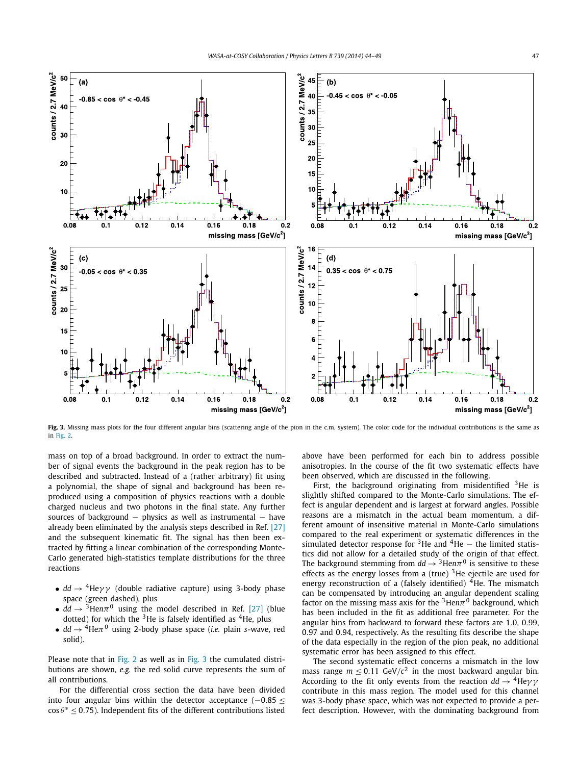**Fig. 3.** Missing mass plots for the four different angular bins (scattering angle of the pion in the c.m. system). The color code for the individual contributions is the same as in Fig. 2.

mass on top of a broad background. In order to extract the number of signal events the background in the peak region has to be described and subtracted. Instead of a (rather arbitrary) fit using a polynomial, the shape of signal and background has been reproduced using a composition of physics reactions with a double charged nucleus and two photons in the final state. Any further sources of background — physics as well as instrumental — have already been eliminated by the analysis steps described in Ref. [27] and the subsequent kinematic fit. The signal has then been extracted by fitting a linear combination of the corresponding Monte-Carlo generated high-statistics template distributions for the three reactions

- $dd \to {}^4\mathrm{He}\gamma\gamma$ (double radiative capture) using 3-body phase space (green dashed), plus
- $dd \to {}^3\mathrm{He}n\pi^0$ using the model described in Ref. [27] (blue dotted) for which the ${}^3$He is falsely identified as ${}^4$He, plus
- $dd \to {}^4\mathrm{He}\pi^0$ using 2-body phase space (*i.e.* plain *s*-wave, red solid).

Please note that in Fig. 2 as well as in Fig. 3 the cumulated distributions are shown, *e.g.* the red solid curve represents the sum of all contributions.

For the differential cross section the data have been divided into four angular bins within the detector acceptance ($-0.85 \le \cos\theta^* \le 0.75$). Independent fits of the different contributions listed above have been performed for each bin to address possible anisotropies. In the course of the fit two systematic effects have been observed, which are discussed in the following.

First, the background originating from misidentified ${}^3$He is slightly shifted compared to the Monte-Carlo simulations. The effect is angular dependent and is largest at forward angles. Possible reasons are a mismatch in the actual beam momentum, a different amount of insensitive material in Monte-Carlo simulations compared to the real experiment or systematic differences in the simulated detector response for ${}^3$He and ${}^4$He — the limited statistics did not allow for a detailed study of the origin of that effect. The background stemming from $dd \to {}^3\mathrm{He}n\pi^0$ is sensitive to these effects as the energy losses from a (true) ${}^3$He ejectile are used for energy reconstruction of a (falsely identified) ${}^4$He. The mismatch can be compensated by introducing an angular dependent scaling factor on the missing mass axis for the ${}^3\mathrm{He}n\pi^0$ background, which has been included in the fit as additional free parameter. For the angular bins from backward to forward these factors are 1.0, 0.99, 0.97 and 0.94, respectively. As the resulting fits describe the shape of the data especially in the region of the pion peak, no additional systematic error has been assigned to this effect.

The second systematic effect concerns a mismatch in the low mass range $m \le 0.11$ GeV/$c^2$ in the most backward angular bin. According to the fit only events from the reaction $dd \to {}^4\mathrm{He}\gamma\gamma$ contribute in this mass region. The model used for this channel was 3-body phase space, which was not expected to provide a perfect description. However, with the dominating background from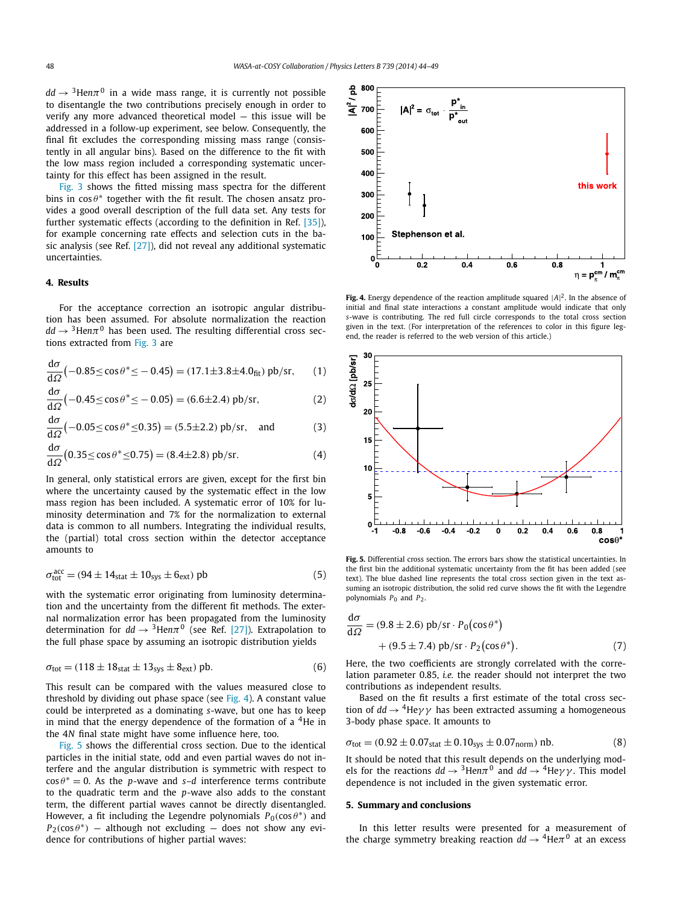$dd \to {}^3\text{He}n\pi^0$ in a wide mass range, it is currently not possible to disentangle the two contributions precisely enough in order to verify any more advanced theoretical model — this issue will be addressed in a follow-up experiment, see below. Consequently, the final fit excludes the corresponding missing mass range (consistently in all angular bins). Based on the difference to the fit with the low mass region included a corresponding systematic uncertainty for this effect has been assigned in the result.

Fig. 3 shows the fitted missing mass spectra for the different bins in $\cos\theta^*$ together with the fit result. The chosen ansatz provides a good overall description of the full data set. Any tests for further systematic effects (according to the definition in Ref. [35]), for example concerning rate effects and selection cuts in the basic analysis (see Ref. [27]), did not reveal any additional systematic uncertainties.

## 4. Results

For the acceptance correction an isotropic angular distribution has been assumed. For absolute normalization the reaction $dd \to {}^3\text{He}n\pi^0$ has been used. The resulting differential cross sections extracted from Fig. 3 are

$$\frac{d\sigma}{d\Omega}\left(-0.85 \le \cos\theta^* \le -0.45\right) = (17.1 \pm 3.8 \pm 4.0_{\text{fit}})\ \text{pb/sr}, \tag{1}$$

$$\frac{d\sigma}{d\Omega}\left(-0.45 \le \cos\theta^* \le -0.05\right) = (6.6 \pm 2.4)\ \text{pb/sr}, \tag{2}$$

$$\frac{d\sigma}{d\Omega}\left(-0.05 \le \cos\theta^* \le 0.35\right) = (5.5 \pm 2.2)\ \text{pb/sr}, \quad \text{and} \tag{3}$$

$$\frac{d\sigma}{d\Omega}\left(0.35 \le \cos\theta^* \le 0.75\right) = (8.4 \pm 2.8)\ \text{pb/sr}. \tag{4}$$

In general, only statistical errors are given, except for the first bin where the uncertainty caused by the systematic effect in the low mass region has been included. A systematic error of 10% for luminosity determination and 7% for the normalization to external data is common to all numbers. Integrating the individual results, the (partial) total cross section within the detector acceptance amounts to

$$\sigma_{\text{tot}}^{\text{acc}} = (94 \pm 14_{\text{stat}} \pm 10_{\text{sys}} \pm 6_{\text{ext}})\ \text{pb} \tag{5}$$

with the systematic error originating from luminosity determination and the uncertainty from the different fit methods. The external normalization error has been propagated from the luminosity determination for $dd \to {}^3\text{He}n\pi^0$ (see Ref. [27]). Extrapolation to the full phase space by assuming an isotropic distribution yields

$$\sigma_{\text{tot}} = (118 \pm 18_{\text{stat}} \pm 13_{\text{sys}} \pm 8_{\text{ext}})\ \text{pb}. \tag{6}$$

This result can be compared with the values measured close to threshold by dividing out phase space (see Fig. 4). A constant value could be interpreted as a dominating $s$-wave, but one has to keep in mind that the energy dependence of the formation of a ${}^4$He in the $4N$ final state might have some influence here, too.

Fig. 5 shows the differential cross section. Due to the identical particles in the initial state, odd and even partial waves do not interfere and the angular distribution is symmetric with respect to $\cos\theta^* = 0$. As the $p$-wave and $s$–$d$ interference terms contribute to the quadratic term and the $p$-wave also adds to the constant term, the different partial waves cannot be directly disentangled. However, a fit including the Legendre polynomials $P_0(\cos\theta^*)$ and $P_2(\cos\theta^*)$ — although not excluding — does not show any evidence for contributions of higher partial waves:

**Fig. 4.** Energy dependence of the reaction amplitude squared $|A|^2$. In the absence of initial and final state interactions a constant amplitude would indicate that only $s$-wave is contributing. The red full circle corresponds to the total cross section given in the text. (For interpretation of the references to color in this figure legend, the reader is referred to the web version of this article.)

**Fig. 5.** Differential cross section. The errors bars show the statistical uncertainties. In the first bin the additional systematic uncertainty from the fit has been added (see text). The blue dashed line represents the total cross section given in the text assuming an isotropic distribution, the solid red curve shows the fit with the Legendre polynomials $P_0$ and $P_2$.

$$\frac{d\sigma}{d\Omega} = (9.8 \pm 2.6)\ \text{pb/sr} \cdot P_0(\cos\theta^*) + (9.5 \pm 7.4)\ \text{pb/sr} \cdot P_2(\cos\theta^*). \tag{7}$$

Here, the two coefficients are strongly correlated with the correlation parameter 0.85, *i.e.* the reader should not interpret the two contributions as independent results.

Based on the fit results a first estimate of the total cross section of $dd \to {}^4\text{He}\gamma\gamma$ has been extracted assuming a homogeneous 3-body phase space. It amounts to

$$\sigma_{\text{tot}} = (0.92 \pm 0.07_{\text{stat}} \pm 0.10_{\text{sys}} \pm 0.07_{\text{norm}})\ \text{nb}. \tag{8}$$

It should be noted that this result depends on the underlying models for the reactions $dd \to {}^3\text{He}n\pi^0$ and $dd \to {}^4\text{He}\gamma\gamma$. This model dependence is not included in the given systematic error.

## 5. Summary and conclusions

In this letter results were presented for a measurement of the charge symmetry breaking reaction $dd \to {}^4\text{He}\pi^0$ at an excess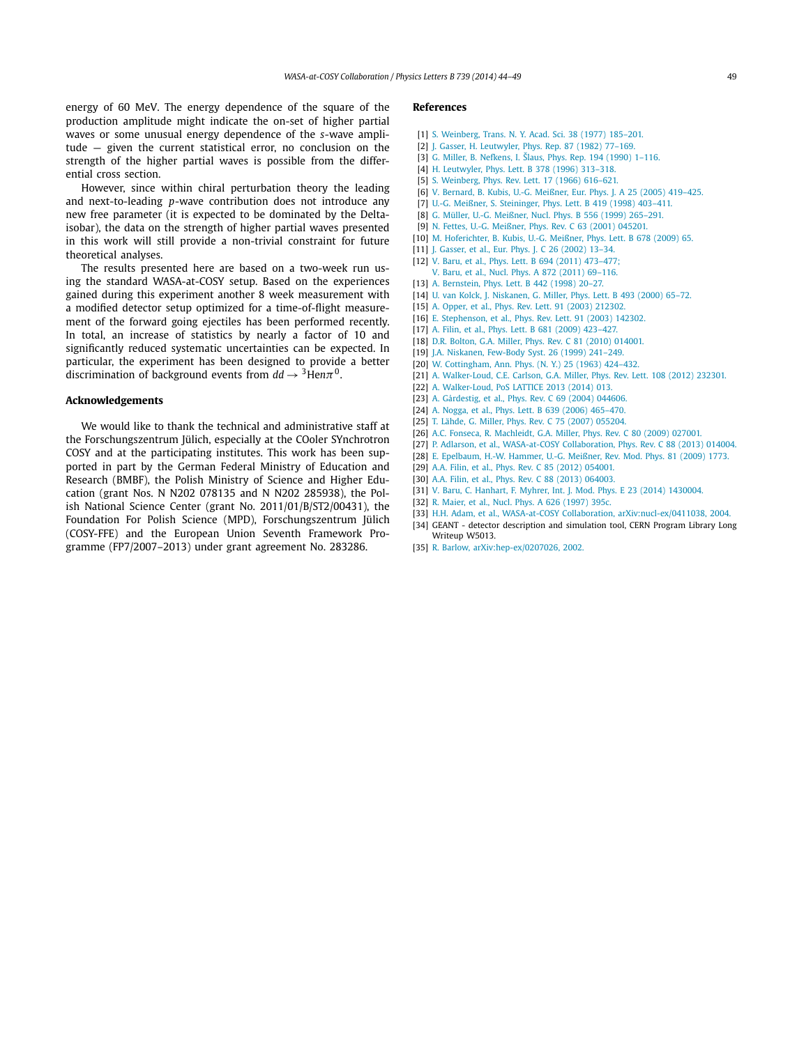energy of 60 MeV. The energy dependence of the square of the production amplitude might indicate the on-set of higher partial waves or some unusual energy dependence of the *s*-wave amplitude — given the current statistical error, no conclusion on the strength of the higher partial waves is possible from the differential cross section.

However, since within chiral perturbation theory the leading and next-to-leading *p*-wave contribution does not introduce any new free parameter (it is expected to be dominated by the Delta-isobar), the data on the strength of higher partial waves presented in this work will still provide a non-trivial constraint for future theoretical analyses.

The results presented here are based on a two-week run using the standard WASA-at-COSY setup. Based on the experiences gained during this experiment another 8 week measurement with a modified detector setup optimized for a time-of-flight measurement of the forward going ejectiles has been performed recently. In total, an increase of statistics by nearly a factor of 10 and significantly reduced systematic uncertainties can be expected. In particular, the experiment has been designed to provide a better discrimination of background events from $dd \to {}^3\text{He}n\pi^0$.

## Acknowledgements

We would like to thank the technical and administrative staff at the Forschungszentrum Jülich, especially at the COoler SYnchrotron COSY and at the participating institutes. This work has been supported in part by the German Federal Ministry of Education and Research (BMBF), the Polish Ministry of Science and Higher Education (grant Nos. N N202 078135 and N N202 285938), the Polish National Science Center (grant No. 2011/01/B/ST2/00431), the Foundation For Polish Science (MPD), Forschungszentrum Jülich (COSY-FFE) and the European Union Seventh Framework Programme (FP7/2007–2013) under grant agreement No. 283286.

## References

[1] S. Weinberg, Trans. N. Y. Acad. Sci. 38 (1977) 185–201.
[2] J. Gasser, H. Leutwyler, Phys. Rep. 87 (1982) 77–169.
[3] G. Miller, B. Nefkens, I. Šlaus, Phys. Rep. 194 (1990) 1–116.
[4] H. Leutwyler, Phys. Lett. B 378 (1996) 313–318.
[5] S. Weinberg, Phys. Rev. Lett. 17 (1966) 616–621.
[6] V. Bernard, B. Kubis, U.-G. Meißner, Eur. Phys. J. A 25 (2005) 419–425.
[7] U.-G. Meißner, S. Steininger, Phys. Lett. B 419 (1998) 403–411.
[8] G. Müller, U.-G. Meißner, Nucl. Phys. B 556 (1999) 265–291.
[9] N. Fettes, U.-G. Meißner, Phys. Rev. C 63 (2001) 045201.
[10] M. Hoferichter, B. Kubis, U.-G. Meißner, Phys. Lett. B 678 (2009) 65.
[11] J. Gasser, et al., Eur. Phys. J. C 26 (2002) 13–34.
[12] V. Baru, et al., Phys. Lett. B 694 (2011) 473–477;
V. Baru, et al., Nucl. Phys. A 872 (2011) 69–116.
[13] A. Bernstein, Phys. Lett. B 442 (1998) 20–27.
[14] U. van Kolck, J. Niskanen, G. Miller, Phys. Lett. B 493 (2000) 65–72.
[15] A. Opper, et al., Phys. Rev. Lett. 91 (2003) 212302.
[16] E. Stephenson, et al., Phys. Rev. Lett. 91 (2003) 142302.
[17] A. Filin, et al., Phys. Lett. B 681 (2009) 423–427.
[18] D.R. Bolton, G.A. Miller, Phys. Rev. C 81 (2010) 014001.
[19] J.A. Niskanen, Few-Body Syst. 26 (1999) 241–249.
[20] W. Cottingham, Ann. Phys. (N. Y.) 25 (1963) 424–432.
[21] A. Walker-Loud, C.E. Carlson, G.A. Miller, Phys. Rev. Lett. 108 (2012) 232301.
[22] A. Walker-Loud, PoS LATTICE 2013 (2014) 013.
[23] A. Gårdestig, et al., Phys. Rev. C 69 (2004) 044606.
[24] A. Nogga, et al., Phys. Lett. B 639 (2006) 465–470.
[25] T. Lähde, G. Miller, Phys. Rev. C 75 (2007) 055204.
[26] A.C. Fonseca, R. Machleidt, G.A. Miller, Phys. Rev. C 80 (2009) 027001.
[27] P. Adlarson, et al., WASA-at-COSY Collaboration, Phys. Rev. C 88 (2013) 014004.
[28] E. Epelbaum, H.-W. Hammer, U.-G. Meißner, Rev. Mod. Phys. 81 (2009) 1773.
[29] A.A. Filin, et al., Phys. Rev. C 85 (2012) 054001.
[30] A.A. Filin, et al., Phys. Rev. C 88 (2013) 064003.
[31] V. Baru, C. Hanhart, F. Myhrer, Int. J. Mod. Phys. E 23 (2014) 1430004.
[32] R. Maier, et al., Nucl. Phys. A 626 (1997) 395c.
[33] H.H. Adam, et al., WASA-at-COSY Collaboration, arXiv:nucl-ex/0411038, 2004.
[34] GEANT - detector description and simulation tool, CERN Program Library Long Writeup W5013.
[35] R. Barlow, arXiv:hep-ex/0207026, 2002.